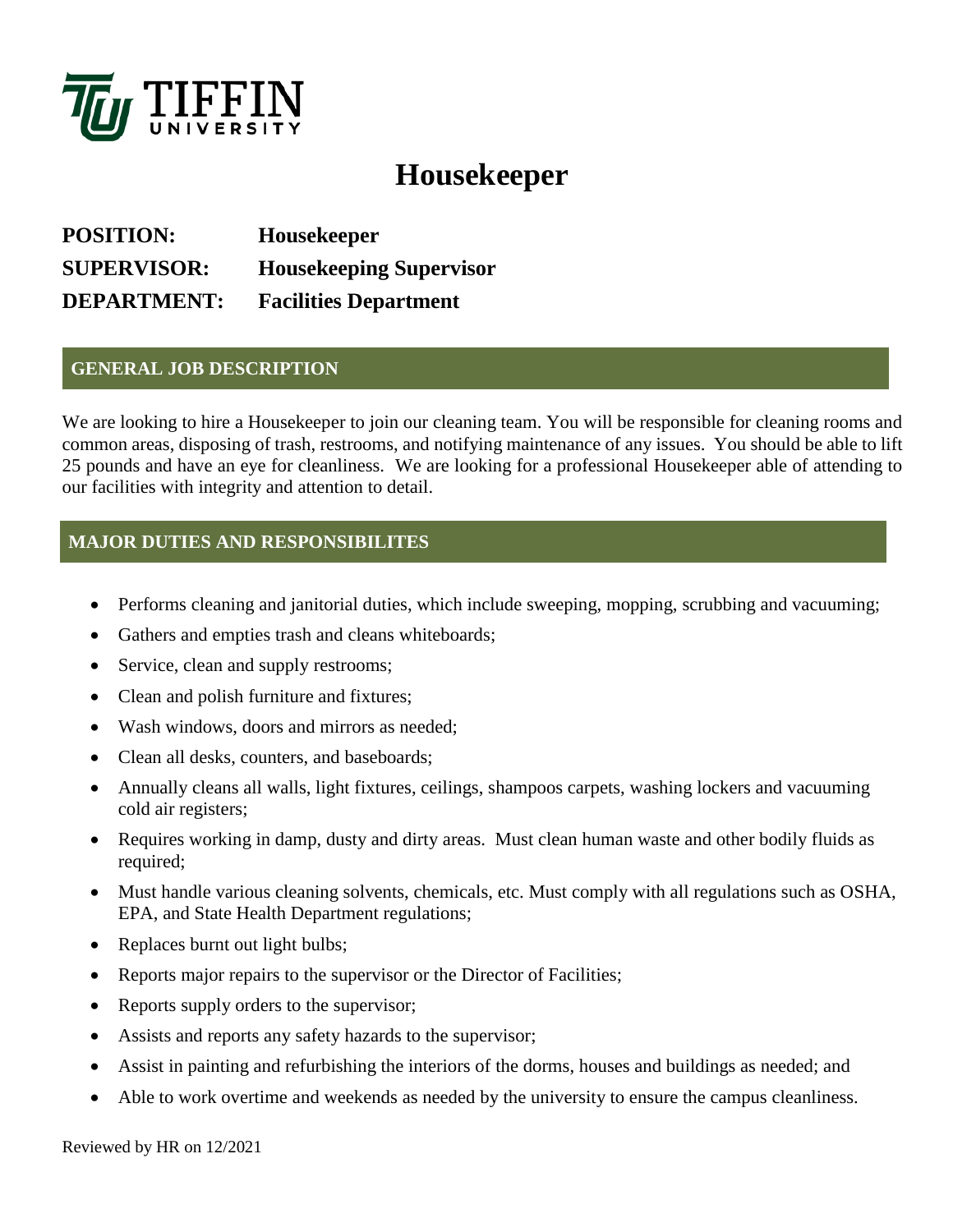TIFFIN UNIVERSITY

# Housekeeper

**POSITION:** **Housekeeper**
**SUPERVISOR:** **Housekeeping Supervisor**
**DEPARTMENT:** **Facilities Department**

## GENERAL JOB DESCRIPTION

We are looking to hire a Housekeeper to join our cleaning team. You will be responsible for cleaning rooms and common areas, disposing of trash, restrooms, and notifying maintenance of any issues. You should be able to lift 25 pounds and have an eye for cleanliness. We are looking for a professional Housekeeper able of attending to our facilities with integrity and attention to detail.

## MAJOR DUTIES AND RESPONSIBILITES

- Performs cleaning and janitorial duties, which include sweeping, mopping, scrubbing and vacuuming;
- Gathers and empties trash and cleans whiteboards;
- Service, clean and supply restrooms;
- Clean and polish furniture and fixtures;
- Wash windows, doors and mirrors as needed;
- Clean all desks, counters, and baseboards;
- Annually cleans all walls, light fixtures, ceilings, shampoos carpets, washing lockers and vacuuming cold air registers;
- Requires working in damp, dusty and dirty areas. Must clean human waste and other bodily fluids as required;
- Must handle various cleaning solvents, chemicals, etc. Must comply with all regulations such as OSHA, EPA, and State Health Department regulations;
- Replaces burnt out light bulbs;
- Reports major repairs to the supervisor or the Director of Facilities;
- Reports supply orders to the supervisor;
- Assists and reports any safety hazards to the supervisor;
- Assist in painting and refurbishing the interiors of the dorms, houses and buildings as needed; and
- Able to work overtime and weekends as needed by the university to ensure the campus cleanliness.

Reviewed by HR on 12/2021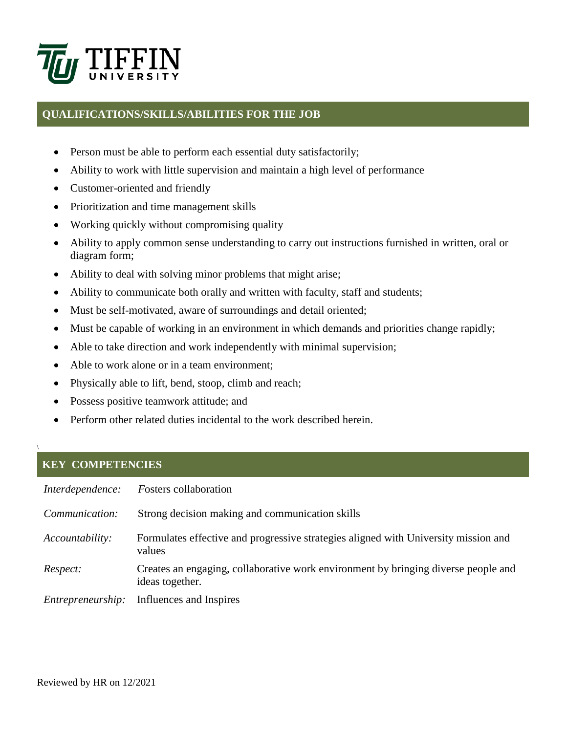## QUALIFICATIONS/SKILLS/ABILITIES FOR THE JOB

- Person must be able to perform each essential duty satisfactorily;
- Ability to work with little supervision and maintain a high level of performance
- Customer-oriented and friendly
- Prioritization and time management skills
- Working quickly without compromising quality
- Ability to apply common sense understanding to carry out instructions furnished in written, oral or diagram form;
- Ability to deal with solving minor problems that might arise;
- Ability to communicate both orally and written with faculty, staff and students;
- Must be self-motivated, aware of surroundings and detail oriented;
- Must be capable of working in an environment in which demands and priorities change rapidly;
- Able to take direction and work independently with minimal supervision;
- Able to work alone or in a team environment;
- Physically able to lift, bend, stoop, climb and reach;
- Possess positive teamwork attitude; and
- Perform other related duties incidental to the work described herein.

## KEY COMPETENCIES

| | |
|---|---|
| *Interdependence:* | Fosters collaboration |
| *Communication:* | Strong decision making and communication skills |
| *Accountability:* | Formulates effective and progressive strategies aligned with University mission and values |
| *Respect:* | Creates an engaging, collaborative work environment by bringing diverse people and ideas together. |
| *Entrepreneurship:* | Influences and Inspires |

Reviewed by HR on 12/2021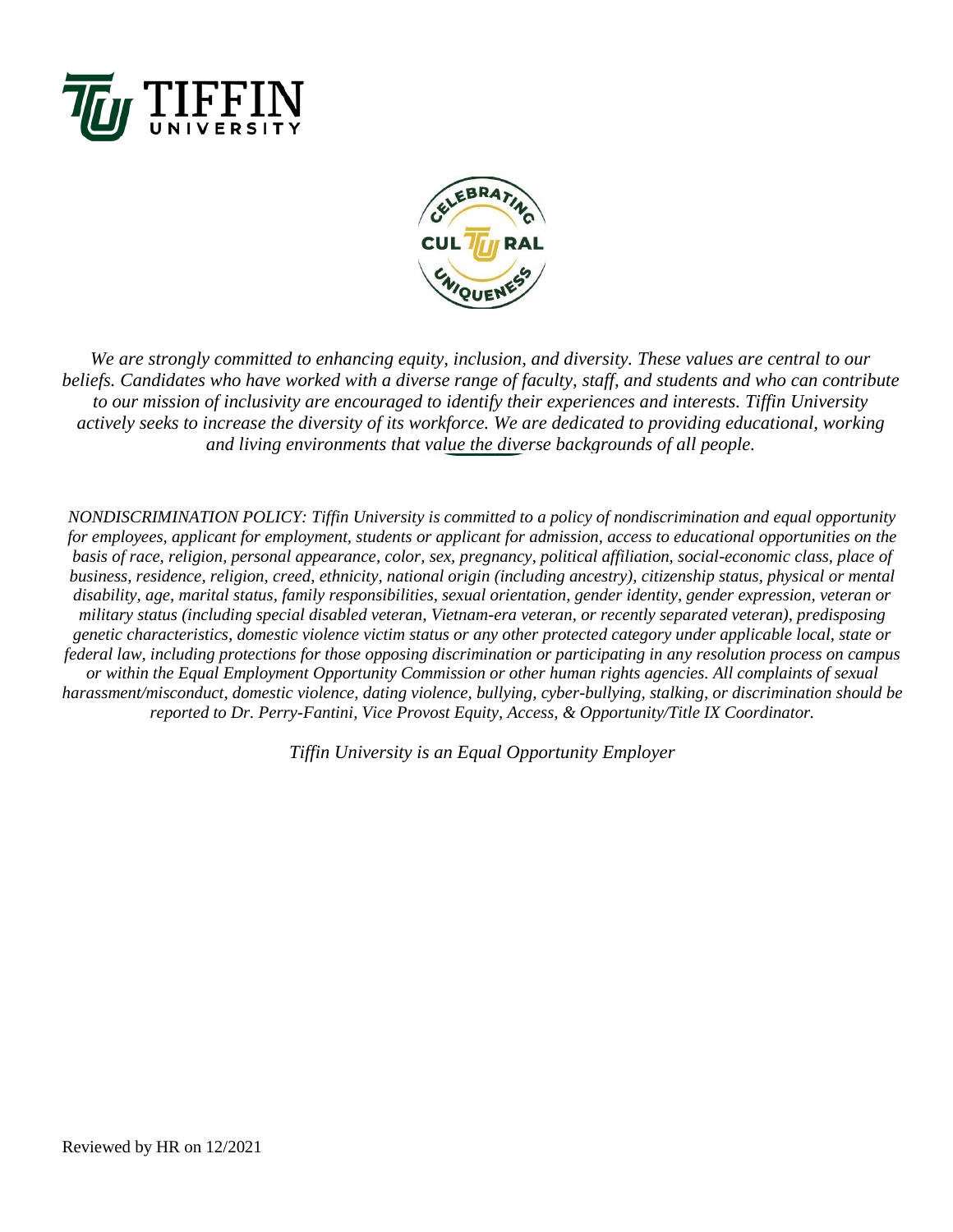*We are strongly committed to enhancing equity, inclusion, and diversity. These values are central to our beliefs. Candidates who have worked with a diverse range of faculty, staff, and students and who can contribute to our mission of inclusivity are encouraged to identify their experiences and interests. Tiffin University actively seeks to increase the diversity of its workforce. We are dedicated to providing educational, working and living environments that value the diverse backgrounds of all people.*

*NONDISCRIMINATION POLICY: Tiffin University is committed to a policy of nondiscrimination and equal opportunity for employees, applicant for employment, students or applicant for admission, access to educational opportunities on the basis of race, religion, personal appearance, color, sex, pregnancy, political affiliation, social-economic class, place of business, residence, religion, creed, ethnicity, national origin (including ancestry), citizenship status, physical or mental disability, age, marital status, family responsibilities, sexual orientation, gender identity, gender expression, veteran or military status (including special disabled veteran, Vietnam-era veteran, or recently separated veteran), predisposing genetic characteristics, domestic violence victim status or any other protected category under applicable local, state or federal law, including protections for those opposing discrimination or participating in any resolution process on campus or within the Equal Employment Opportunity Commission or other human rights agencies. All complaints of sexual harassment/misconduct, domestic violence, dating violence, bullying, cyber-bullying, stalking, or discrimination should be reported to Dr. Perry-Fantini, Vice Provost Equity, Access, & Opportunity/Title IX Coordinator.*

*Tiffin University is an Equal Opportunity Employer*

Reviewed by HR on 12/2021